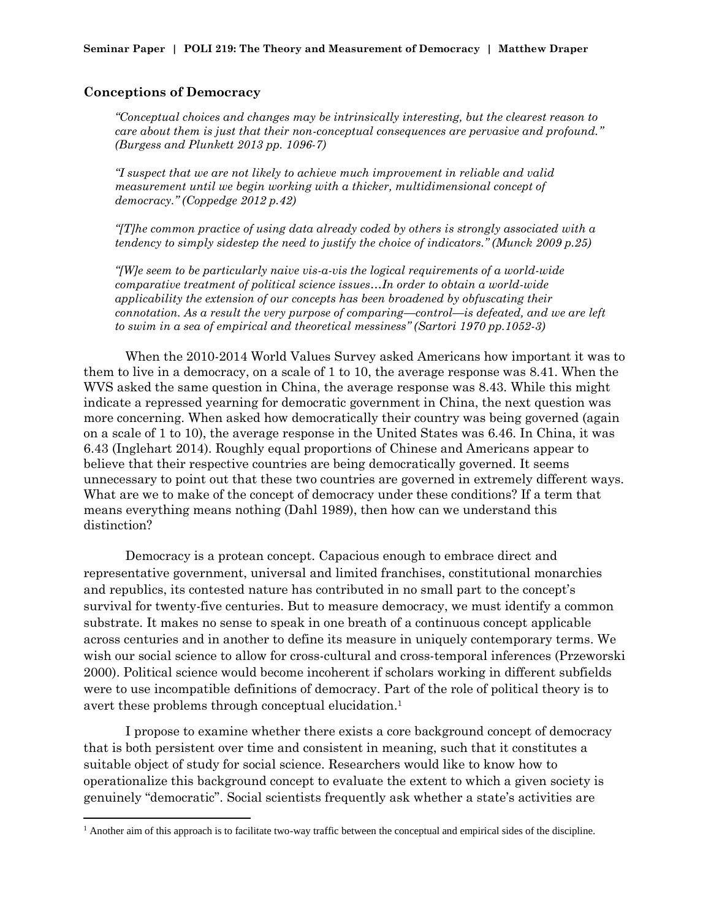## Conceptions of Democracy

> *"Conceptual choices and changes may be intrinsically interesting, but the clearest reason to care about them is just that their non-conceptual consequences are pervasive and profound." (Burgess and Plunkett 2013 pp. 1096-7)*

> *"I suspect that we are not likely to achieve much improvement in reliable and valid measurement until we begin working with a thicker, multidimensional concept of democracy." (Coppedge 2012 p.42)*

> *"[T]he common practice of using data already coded by others is strongly associated with a tendency to simply sidestep the need to justify the choice of indicators." (Munck 2009 p.25)*

> *"[W]e seem to be particularly naive vis-a-vis the logical requirements of a world-wide comparative treatment of political science issues…In order to obtain a world-wide applicability the extension of our concepts has been broadened by obfuscating their connotation. As a result the very purpose of comparing—control—is defeated, and we are left to swim in a sea of empirical and theoretical messiness" (Sartori 1970 pp.1052-3)*

When the 2010-2014 World Values Survey asked Americans how important it was to them to live in a democracy, on a scale of 1 to 10, the average response was 8.41. When the WVS asked the same question in China, the average response was 8.43. While this might indicate a repressed yearning for democratic government in China, the next question was more concerning. When asked how democratically their country was being governed (again on a scale of 1 to 10), the average response in the United States was 6.46. In China, it was 6.43 (Inglehart 2014). Roughly equal proportions of Chinese and Americans appear to believe that their respective countries are being democratically governed. It seems unnecessary to point out that these two countries are governed in extremely different ways. What are we to make of the concept of democracy under these conditions? If a term that means everything means nothing (Dahl 1989), then how can we understand this distinction?

Democracy is a protean concept. Capacious enough to embrace direct and representative government, universal and limited franchises, constitutional monarchies and republics, its contested nature has contributed in no small part to the concept's survival for twenty-five centuries. But to measure democracy, we must identify a common substrate. It makes no sense to speak in one breath of a continuous concept applicable across centuries and in another to define its measure in uniquely contemporary terms. We wish our social science to allow for cross-cultural and cross-temporal inferences (Przeworski 2000). Political science would become incoherent if scholars working in different subfields were to use incompatible definitions of democracy. Part of the role of political theory is to avert these problems through conceptual elucidation.[1]

I propose to examine whether there exists a core background concept of democracy that is both persistent over time and consistent in meaning, such that it constitutes a suitable object of study for social science. Researchers would like to know how to operationalize this background concept to evaluate the extent to which a given society is genuinely "democratic". Social scientists frequently ask whether a state's activities are

[1] Another aim of this approach is to facilitate two-way traffic between the conceptual and empirical sides of the discipline.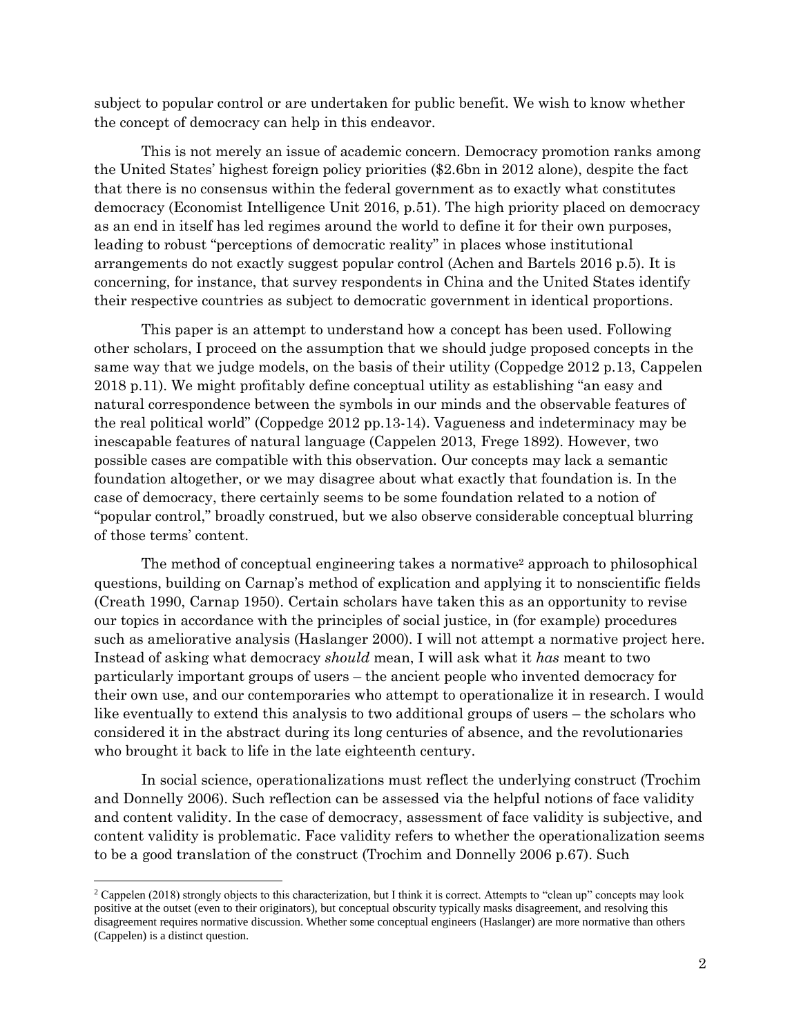subject to popular control or are undertaken for public benefit. We wish to know whether the concept of democracy can help in this endeavor.

This is not merely an issue of academic concern. Democracy promotion ranks among the United States' highest foreign policy priorities ($2.6bn in 2012 alone), despite the fact that there is no consensus within the federal government as to exactly what constitutes democracy (Economist Intelligence Unit 2016, p.51). The high priority placed on democracy as an end in itself has led regimes around the world to define it for their own purposes, leading to robust "perceptions of democratic reality" in places whose institutional arrangements do not exactly suggest popular control (Achen and Bartels 2016 p.5). It is concerning, for instance, that survey respondents in China and the United States identify their respective countries as subject to democratic government in identical proportions.

This paper is an attempt to understand how a concept has been used. Following other scholars, I proceed on the assumption that we should judge proposed concepts in the same way that we judge models, on the basis of their utility (Coppedge 2012 p.13, Cappelen 2018 p.11). We might profitably define conceptual utility as establishing "an easy and natural correspondence between the symbols in our minds and the observable features of the real political world" (Coppedge 2012 pp.13-14). Vagueness and indeterminacy may be inescapable features of natural language (Cappelen 2013, Frege 1892). However, two possible cases are compatible with this observation. Our concepts may lack a semantic foundation altogether, or we may disagree about what exactly that foundation is. In the case of democracy, there certainly seems to be some foundation related to a notion of "popular control," broadly construed, but we also observe considerable conceptual blurring of those terms' content.

The method of conceptual engineering takes a normative[2] approach to philosophical questions, building on Carnap's method of explication and applying it to nonscientific fields (Creath 1990, Carnap 1950). Certain scholars have taken this as an opportunity to revise our topics in accordance with the principles of social justice, in (for example) procedures such as ameliorative analysis (Haslanger 2000). I will not attempt a normative project here. Instead of asking what democracy *should* mean, I will ask what it *has* meant to two particularly important groups of users – the ancient people who invented democracy for their own use, and our contemporaries who attempt to operationalize it in research. I would like eventually to extend this analysis to two additional groups of users – the scholars who considered it in the abstract during its long centuries of absence, and the revolutionaries who brought it back to life in the late eighteenth century.

In social science, operationalizations must reflect the underlying construct (Trochim and Donnelly 2006). Such reflection can be assessed via the helpful notions of face validity and content validity. In the case of democracy, assessment of face validity is subjective, and content validity is problematic. Face validity refers to whether the operationalization seems to be a good translation of the construct (Trochim and Donnelly 2006 p.67). Such

[2] Cappelen (2018) strongly objects to this characterization, but I think it is correct. Attempts to "clean up" concepts may look positive at the outset (even to their originators), but conceptual obscurity typically masks disagreement, and resolving this disagreement requires normative discussion. Whether some conceptual engineers (Haslanger) are more normative than others (Cappelen) is a distinct question.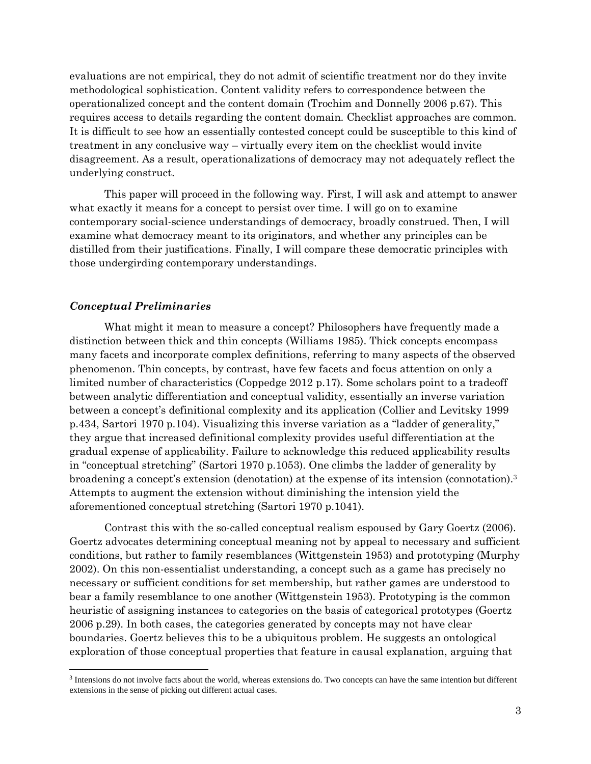evaluations are not empirical, they do not admit of scientific treatment nor do they invite methodological sophistication. Content validity refers to correspondence between the operationalized concept and the content domain (Trochim and Donnelly 2006 p.67). This requires access to details regarding the content domain. Checklist approaches are common. It is difficult to see how an essentially contested concept could be susceptible to this kind of treatment in any conclusive way – virtually every item on the checklist would invite disagreement. As a result, operationalizations of democracy may not adequately reflect the underlying construct.

This paper will proceed in the following way. First, I will ask and attempt to answer what exactly it means for a concept to persist over time. I will go on to examine contemporary social-science understandings of democracy, broadly construed. Then, I will examine what democracy meant to its originators, and whether any principles can be distilled from their justifications. Finally, I will compare these democratic principles with those undergirding contemporary understandings.

### *Conceptual Preliminaries*

What might it mean to measure a concept? Philosophers have frequently made a distinction between thick and thin concepts (Williams 1985). Thick concepts encompass many facets and incorporate complex definitions, referring to many aspects of the observed phenomenon. Thin concepts, by contrast, have few facets and focus attention on only a limited number of characteristics (Coppedge 2012 p.17). Some scholars point to a tradeoff between analytic differentiation and conceptual validity, essentially an inverse variation between a concept's definitional complexity and its application (Collier and Levitsky 1999 p.434, Sartori 1970 p.104). Visualizing this inverse variation as a "ladder of generality," they argue that increased definitional complexity provides useful differentiation at the gradual expense of applicability. Failure to acknowledge this reduced applicability results in "conceptual stretching" (Sartori 1970 p.1053). One climbs the ladder of generality by broadening a concept's extension (denotation) at the expense of its intension (connotation).[3] Attempts to augment the extension without diminishing the intension yield the aforementioned conceptual stretching (Sartori 1970 p.1041).

Contrast this with the so-called conceptual realism espoused by Gary Goertz (2006). Goertz advocates determining conceptual meaning not by appeal to necessary and sufficient conditions, but rather to family resemblances (Wittgenstein 1953) and prototyping (Murphy 2002). On this non-essentialist understanding, a concept such as a game has precisely no necessary or sufficient conditions for set membership, but rather games are understood to bear a family resemblance to one another (Wittgenstein 1953). Prototyping is the common heuristic of assigning instances to categories on the basis of categorical prototypes (Goertz 2006 p.29). In both cases, the categories generated by concepts may not have clear boundaries. Goertz believes this to be a ubiquitous problem. He suggests an ontological exploration of those conceptual properties that feature in causal explanation, arguing that

[3] Intensions do not involve facts about the world, whereas extensions do. Two concepts can have the same intention but different extensions in the sense of picking out different actual cases.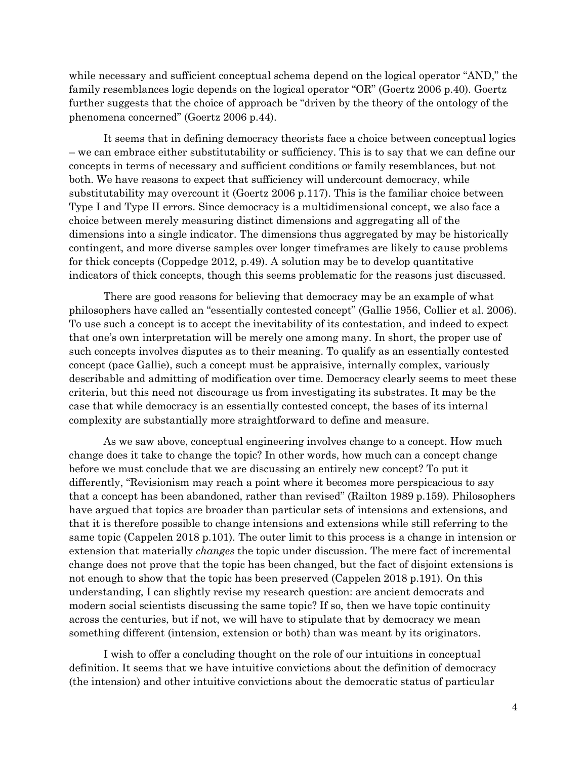while necessary and sufficient conceptual schema depend on the logical operator "AND," the family resemblances logic depends on the logical operator "OR" (Goertz 2006 p.40). Goertz further suggests that the choice of approach be "driven by the theory of the ontology of the phenomena concerned" (Goertz 2006 p.44).

It seems that in defining democracy theorists face a choice between conceptual logics – we can embrace either substitutability or sufficiency. This is to say that we can define our concepts in terms of necessary and sufficient conditions or family resemblances, but not both. We have reasons to expect that sufficiency will undercount democracy, while substitutability may overcount it (Goertz 2006 p.117). This is the familiar choice between Type I and Type II errors. Since democracy is a multidimensional concept, we also face a choice between merely measuring distinct dimensions and aggregating all of the dimensions into a single indicator. The dimensions thus aggregated by may be historically contingent, and more diverse samples over longer timeframes are likely to cause problems for thick concepts (Coppedge 2012, p.49). A solution may be to develop quantitative indicators of thick concepts, though this seems problematic for the reasons just discussed.

There are good reasons for believing that democracy may be an example of what philosophers have called an "essentially contested concept" (Gallie 1956, Collier et al. 2006). To use such a concept is to accept the inevitability of its contestation, and indeed to expect that one's own interpretation will be merely one among many. In short, the proper use of such concepts involves disputes as to their meaning. To qualify as an essentially contested concept (pace Gallie), such a concept must be appraisive, internally complex, variously describable and admitting of modification over time. Democracy clearly seems to meet these criteria, but this need not discourage us from investigating its substrates. It may be the case that while democracy is an essentially contested concept, the bases of its internal complexity are substantially more straightforward to define and measure.

As we saw above, conceptual engineering involves change to a concept. How much change does it take to change the topic? In other words, how much can a concept change before we must conclude that we are discussing an entirely new concept? To put it differently, "Revisionism may reach a point where it becomes more perspicacious to say that a concept has been abandoned, rather than revised" (Railton 1989 p.159). Philosophers have argued that topics are broader than particular sets of intensions and extensions, and that it is therefore possible to change intensions and extensions while still referring to the same topic (Cappelen 2018 p.101). The outer limit to this process is a change in intension or extension that materially *changes* the topic under discussion. The mere fact of incremental change does not prove that the topic has been changed, but the fact of disjoint extensions is not enough to show that the topic has been preserved (Cappelen 2018 p.191). On this understanding, I can slightly revise my research question: are ancient democrats and modern social scientists discussing the same topic? If so, then we have topic continuity across the centuries, but if not, we will have to stipulate that by democracy we mean something different (intension, extension or both) than was meant by its originators.

I wish to offer a concluding thought on the role of our intuitions in conceptual definition. It seems that we have intuitive convictions about the definition of democracy (the intension) and other intuitive convictions about the democratic status of particular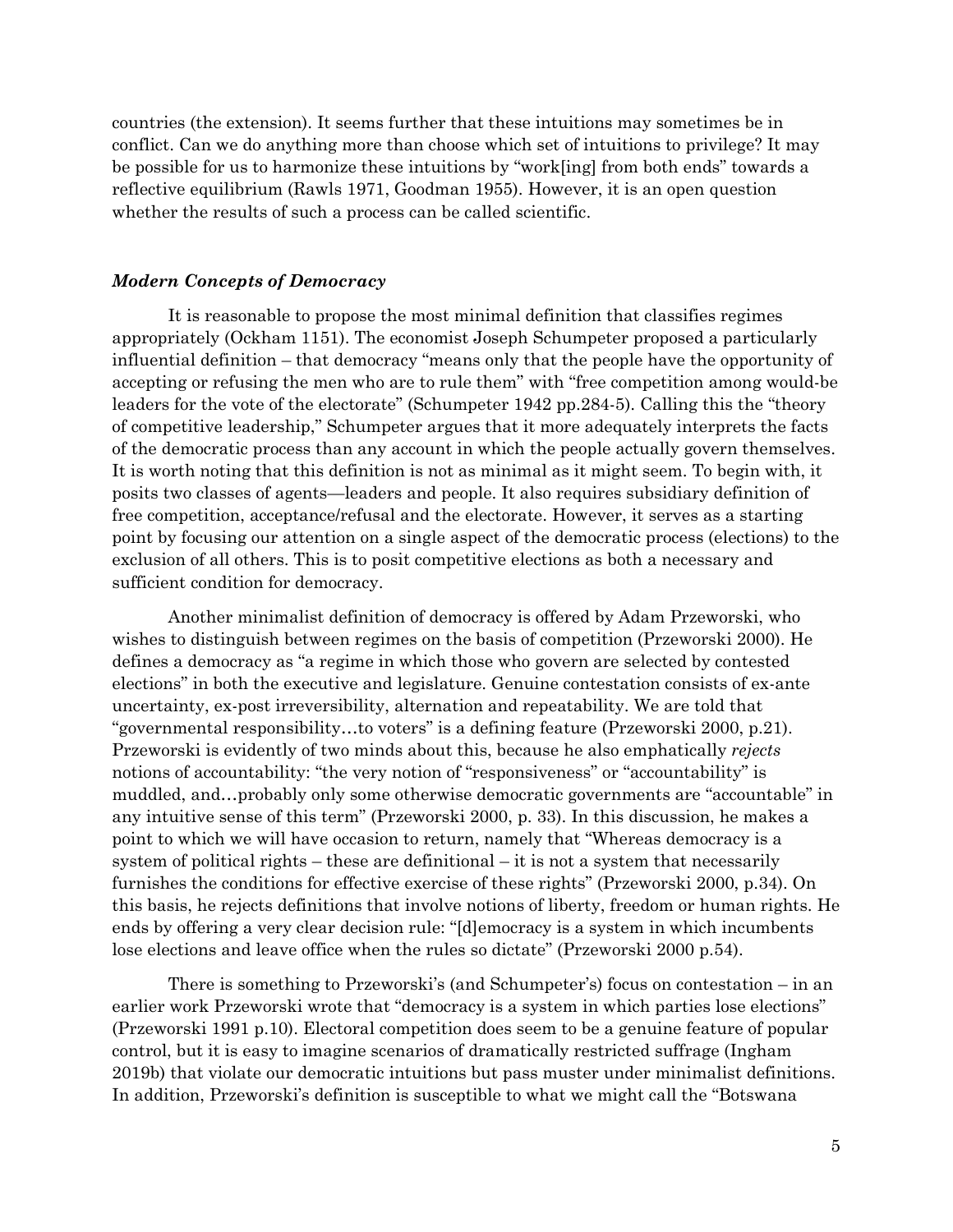countries (the extension). It seems further that these intuitions may sometimes be in conflict. Can we do anything more than choose which set of intuitions to privilege? It may be possible for us to harmonize these intuitions by "work[ing] from both ends" towards a reflective equilibrium (Rawls 1971, Goodman 1955). However, it is an open question whether the results of such a process can be called scientific.

### ***Modern Concepts of Democracy***

It is reasonable to propose the most minimal definition that classifies regimes appropriately (Ockham 1151). The economist Joseph Schumpeter proposed a particularly influential definition – that democracy "means only that the people have the opportunity of accepting or refusing the men who are to rule them" with "free competition among would-be leaders for the vote of the electorate" (Schumpeter 1942 pp.284-5). Calling this the "theory of competitive leadership," Schumpeter argues that it more adequately interprets the facts of the democratic process than any account in which the people actually govern themselves. It is worth noting that this definition is not as minimal as it might seem. To begin with, it posits two classes of agents—leaders and people. It also requires subsidiary definition of free competition, acceptance/refusal and the electorate. However, it serves as a starting point by focusing our attention on a single aspect of the democratic process (elections) to the exclusion of all others. This is to posit competitive elections as both a necessary and sufficient condition for democracy.

Another minimalist definition of democracy is offered by Adam Przeworski, who wishes to distinguish between regimes on the basis of competition (Przeworski 2000). He defines a democracy as "a regime in which those who govern are selected by contested elections" in both the executive and legislature. Genuine contestation consists of ex-ante uncertainty, ex-post irreversibility, alternation and repeatability. We are told that "governmental responsibility…to voters" is a defining feature (Przeworski 2000, p.21). Przeworski is evidently of two minds about this, because he also emphatically *rejects* notions of accountability: "the very notion of "responsiveness" or "accountability" is muddled, and…probably only some otherwise democratic governments are "accountable" in any intuitive sense of this term" (Przeworski 2000, p. 33). In this discussion, he makes a point to which we will have occasion to return, namely that "Whereas democracy is a system of political rights – these are definitional – it is not a system that necessarily furnishes the conditions for effective exercise of these rights" (Przeworski 2000, p.34). On this basis, he rejects definitions that involve notions of liberty, freedom or human rights. He ends by offering a very clear decision rule: "[d]emocracy is a system in which incumbents lose elections and leave office when the rules so dictate" (Przeworski 2000 p.54).

There is something to Przeworski's (and Schumpeter's) focus on contestation – in an earlier work Przeworski wrote that "democracy is a system in which parties lose elections" (Przeworski 1991 p.10). Electoral competition does seem to be a genuine feature of popular control, but it is easy to imagine scenarios of dramatically restricted suffrage (Ingham 2019b) that violate our democratic intuitions but pass muster under minimalist definitions. In addition, Przeworski's definition is susceptible to what we might call the "Botswana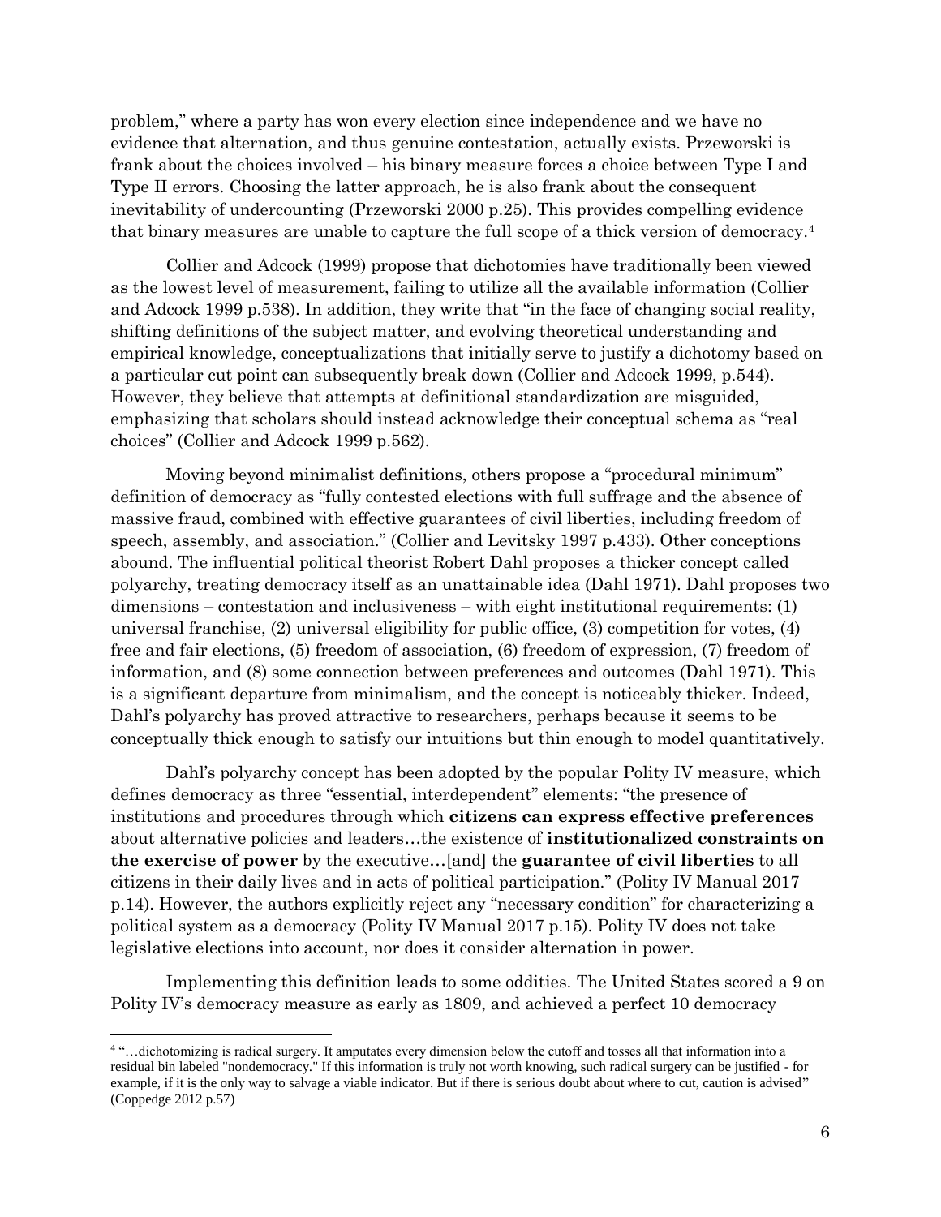problem," where a party has won every election since independence and we have no evidence that alternation, and thus genuine contestation, actually exists. Przeworski is frank about the choices involved – his binary measure forces a choice between Type I and Type II errors. Choosing the latter approach, he is also frank about the consequent inevitability of undercounting (Przeworski 2000 p.25). This provides compelling evidence that binary measures are unable to capture the full scope of a thick version of democracy.[4]

Collier and Adcock (1999) propose that dichotomies have traditionally been viewed as the lowest level of measurement, failing to utilize all the available information (Collier and Adcock 1999 p.538). In addition, they write that "in the face of changing social reality, shifting definitions of the subject matter, and evolving theoretical understanding and empirical knowledge, conceptualizations that initially serve to justify a dichotomy based on a particular cut point can subsequently break down (Collier and Adcock 1999, p.544). However, they believe that attempts at definitional standardization are misguided, emphasizing that scholars should instead acknowledge their conceptual schema as "real choices" (Collier and Adcock 1999 p.562).

Moving beyond minimalist definitions, others propose a "procedural minimum" definition of democracy as "fully contested elections with full suffrage and the absence of massive fraud, combined with effective guarantees of civil liberties, including freedom of speech, assembly, and association." (Collier and Levitsky 1997 p.433). Other conceptions abound. The influential political theorist Robert Dahl proposes a thicker concept called polyarchy, treating democracy itself as an unattainable idea (Dahl 1971). Dahl proposes two dimensions – contestation and inclusiveness – with eight institutional requirements: (1) universal franchise, (2) universal eligibility for public office, (3) competition for votes, (4) free and fair elections, (5) freedom of association, (6) freedom of expression, (7) freedom of information, and (8) some connection between preferences and outcomes (Dahl 1971). This is a significant departure from minimalism, and the concept is noticeably thicker. Indeed, Dahl's polyarchy has proved attractive to researchers, perhaps because it seems to be conceptually thick enough to satisfy our intuitions but thin enough to model quantitatively.

Dahl's polyarchy concept has been adopted by the popular Polity IV measure, which defines democracy as three "essential, interdependent" elements: "the presence of institutions and procedures through which **citizens can express effective preferences** about alternative policies and leaders…the existence of **institutionalized constraints on the exercise of power** by the executive…[and] the **guarantee of civil liberties** to all citizens in their daily lives and in acts of political participation." (Polity IV Manual 2017 p.14). However, the authors explicitly reject any "necessary condition" for characterizing a political system as a democracy (Polity IV Manual 2017 p.15). Polity IV does not take legislative elections into account, nor does it consider alternation in power.

Implementing this definition leads to some oddities. The United States scored a 9 on Polity IV's democracy measure as early as 1809, and achieved a perfect 10 democracy

---

[4] "…dichotomizing is radical surgery. It amputates every dimension below the cutoff and tosses all that information into a residual bin labeled "nondemocracy." If this information is truly not worth knowing, such radical surgery can be justified - for example, if it is the only way to salvage a viable indicator. But if there is serious doubt about where to cut, caution is advised" (Coppedge 2012 p.57)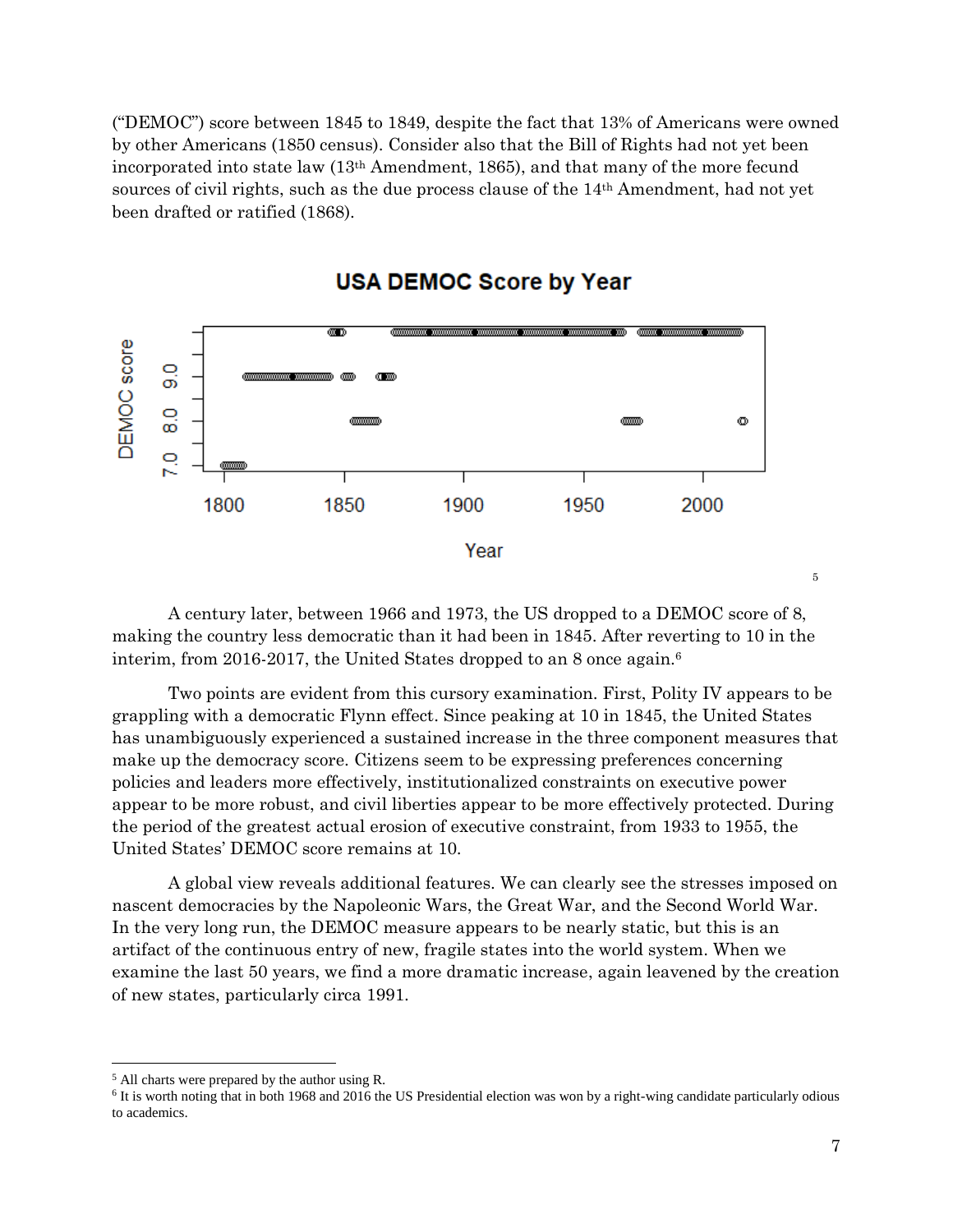("DEMOC") score between 1845 to 1849, despite the fact that 13% of Americans were owned by other Americans (1850 census). Consider also that the Bill of Rights had not yet been incorporated into state law (13th Amendment, 1865), and that many of the more fecund sources of civil rights, such as the due process clause of the 14th Amendment, had not yet been drafted or ratified (1868).

USA DEMOC Score by Year [5]

A century later, between 1966 and 1973, the US dropped to a DEMOC score of 8, making the country less democratic than it had been in 1845. After reverting to 10 in the interim, from 2016-2017, the United States dropped to an 8 once again.[6]

Two points are evident from this cursory examination. First, Polity IV appears to be grappling with a democratic Flynn effect. Since peaking at 10 in 1845, the United States has unambiguously experienced a sustained increase in the three component measures that make up the democracy score. Citizens seem to be expressing preferences concerning policies and leaders more effectively, institutionalized constraints on executive power appear to be more robust, and civil liberties appear to be more effectively protected. During the period of the greatest actual erosion of executive constraint, from 1933 to 1955, the United States' DEMOC score remains at 10.

A global view reveals additional features. We can clearly see the stresses imposed on nascent democracies by the Napoleonic Wars, the Great War, and the Second World War. In the very long run, the DEMOC measure appears to be nearly static, but this is an artifact of the continuous entry of new, fragile states into the world system. When we examine the last 50 years, we find a more dramatic increase, again leavened by the creation of new states, particularly circa 1991.

---

[5] All charts were prepared by the author using R.

[6] It is worth noting that in both 1968 and 2016 the US Presidential election was won by a right-wing candidate particularly odious to academics.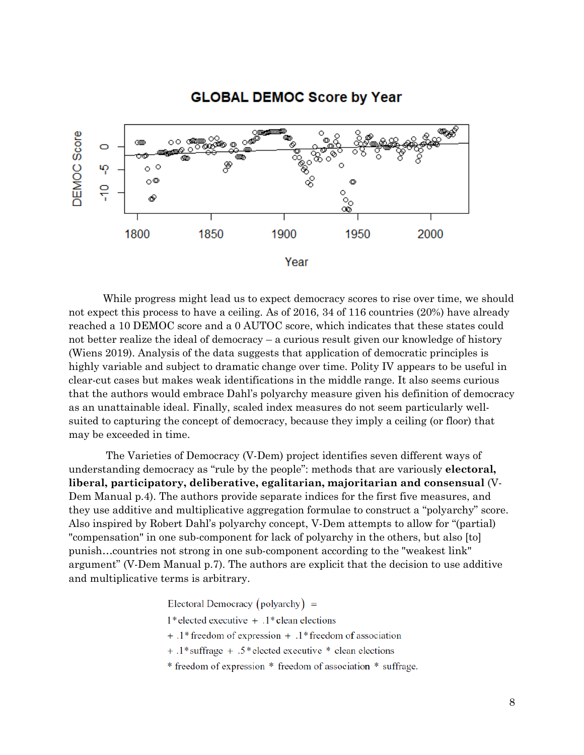GLOBAL DEMOC Score by Year

While progress might lead us to expect democracy scores to rise over time, we should not expect this process to have a ceiling. As of 2016, 34 of 116 countries (20%) have already reached a 10 DEMOC score and a 0 AUTOC score, which indicates that these states could not better realize the ideal of democracy – a curious result given our knowledge of history (Wiens 2019). Analysis of the data suggests that application of democratic principles is highly variable and subject to dramatic change over time. Polity IV appears to be useful in clear-cut cases but makes weak identifications in the middle range. It also seems curious that the authors would embrace Dahl's polyarchy measure given his definition of democracy as an unattainable ideal. Finally, scaled index measures do not seem particularly well-suited to capturing the concept of democracy, because they imply a ceiling (or floor) that may be exceeded in time.

The Varieties of Democracy (V-Dem) project identifies seven different ways of understanding democracy as "rule by the people": methods that are variously **electoral, liberal, participatory, deliberative, egalitarian, majoritarian and consensual** (V-Dem Manual p.4). The authors provide separate indices for the first five measures, and they use additive and multiplicative aggregation formulae to construct a "polyarchy" score. Also inspired by Robert Dahl's polyarchy concept, V-Dem attempts to allow for "(partial) "compensation" in one sub-component for lack of polyarchy in the others, but also [to] punish…countries not strong in one sub-component according to the "weakest link" argument" (V-Dem Manual p.7). The authors are explicit that the decision to use additive and multiplicative terms is arbitrary.

$$
\begin{aligned}
&\text{Electoral Democracy}\ (\text{polyarchy}) = \\
&1 * \text{elected executive} + .1 * \text{clean elections} \\
&+ .1 * \text{freedom of expression} + .1 * \text{freedom of association} \\
&+ .1 * \text{suffrage} + .5 * \text{elected executive} * \text{clean elections} \\
&* \text{freedom of expression} * \text{freedom of association} * \text{suffrage.}
\end{aligned}
$$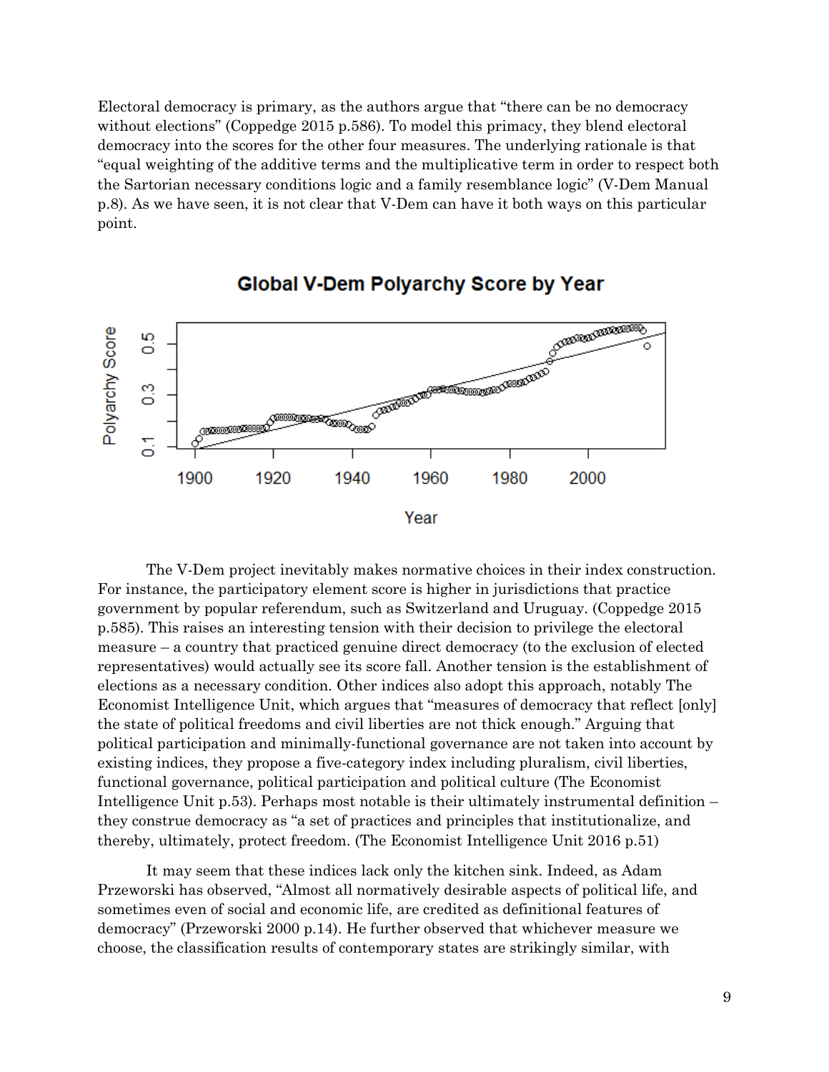Electoral democracy is primary, as the authors argue that "there can be no democracy without elections" (Coppedge 2015 p.586). To model this primacy, they blend electoral democracy into the scores for the other four measures. The underlying rationale is that "equal weighting of the additive terms and the multiplicative term in order to respect both the Sartorian necessary conditions logic and a family resemblance logic" (V-Dem Manual p.8). As we have seen, it is not clear that V-Dem can have it both ways on this particular point.

The V-Dem project inevitably makes normative choices in their index construction. For instance, the participatory element score is higher in jurisdictions that practice government by popular referendum, such as Switzerland and Uruguay. (Coppedge 2015 p.585). This raises an interesting tension with their decision to privilege the electoral measure – a country that practiced genuine direct democracy (to the exclusion of elected representatives) would actually see its score fall. Another tension is the establishment of elections as a necessary condition. Other indices also adopt this approach, notably The Economist Intelligence Unit, which argues that "measures of democracy that reflect [only] the state of political freedoms and civil liberties are not thick enough." Arguing that political participation and minimally-functional governance are not taken into account by existing indices, they propose a five-category index including pluralism, civil liberties, functional governance, political participation and political culture (The Economist Intelligence Unit p.53). Perhaps most notable is their ultimately instrumental definition – they construe democracy as "a set of practices and principles that institutionalize, and thereby, ultimately, protect freedom. (The Economist Intelligence Unit 2016 p.51)

It may seem that these indices lack only the kitchen sink. Indeed, as Adam Przeworski has observed, "Almost all normatively desirable aspects of political life, and sometimes even of social and economic life, are credited as definitional features of democracy" (Przeworski 2000 p.14). He further observed that whichever measure we choose, the classification results of contemporary states are strikingly similar, with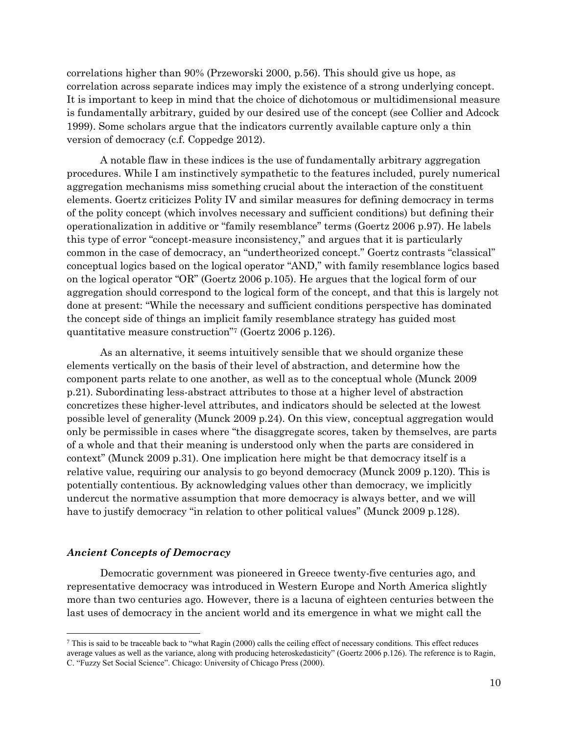correlations higher than 90% (Przeworski 2000, p.56). This should give us hope, as correlation across separate indices may imply the existence of a strong underlying concept. It is important to keep in mind that the choice of dichotomous or multidimensional measure is fundamentally arbitrary, guided by our desired use of the concept (see Collier and Adcock 1999). Some scholars argue that the indicators currently available capture only a thin version of democracy (c.f. Coppedge 2012).

A notable flaw in these indices is the use of fundamentally arbitrary aggregation procedures. While I am instinctively sympathetic to the features included, purely numerical aggregation mechanisms miss something crucial about the interaction of the constituent elements. Goertz criticizes Polity IV and similar measures for defining democracy in terms of the polity concept (which involves necessary and sufficient conditions) but defining their operationalization in additive or "family resemblance" terms (Goertz 2006 p.97). He labels this type of error "concept-measure inconsistency," and argues that it is particularly common in the case of democracy, an "undertheorized concept." Goertz contrasts "classical" conceptual logics based on the logical operator "AND," with family resemblance logics based on the logical operator "OR" (Goertz 2006 p.105). He argues that the logical form of our aggregation should correspond to the logical form of the concept, and that this is largely not done at present: "While the necessary and sufficient conditions perspective has dominated the concept side of things an implicit family resemblance strategy has guided most quantitative measure construction"[7] (Goertz 2006 p.126).

As an alternative, it seems intuitively sensible that we should organize these elements vertically on the basis of their level of abstraction, and determine how the component parts relate to one another, as well as to the conceptual whole (Munck 2009 p.21). Subordinating less-abstract attributes to those at a higher level of abstraction concretizes these higher-level attributes, and indicators should be selected at the lowest possible level of generality (Munck 2009 p.24). On this view, conceptual aggregation would only be permissible in cases where "the disaggregate scores, taken by themselves, are parts of a whole and that their meaning is understood only when the parts are considered in context" (Munck 2009 p.31). One implication here might be that democracy itself is a relative value, requiring our analysis to go beyond democracy (Munck 2009 p.120). This is potentially contentious. By acknowledging values other than democracy, we implicitly undercut the normative assumption that more democracy is always better, and we will have to justify democracy "in relation to other political values" (Munck 2009 p.128).

### *Ancient Concepts of Democracy*

Democratic government was pioneered in Greece twenty-five centuries ago, and representative democracy was introduced in Western Europe and North America slightly more than two centuries ago. However, there is a lacuna of eighteen centuries between the last uses of democracy in the ancient world and its emergence in what we might call the

---

[7] This is said to be traceable back to "what Ragin (2000) calls the ceiling effect of necessary conditions. This effect reduces average values as well as the variance, along with producing heteroskedasticity" (Goertz 2006 p.126). The reference is to Ragin, C. "Fuzzy Set Social Science". Chicago: University of Chicago Press (2000).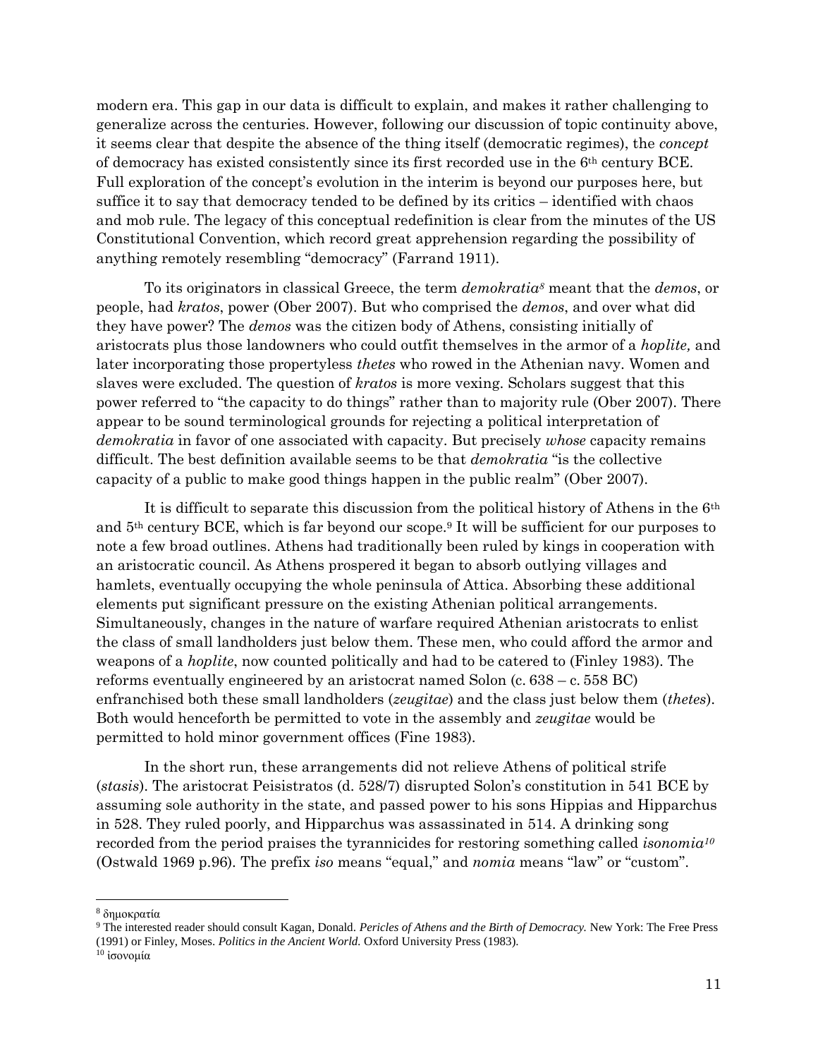modern era. This gap in our data is difficult to explain, and makes it rather challenging to generalize across the centuries. However, following our discussion of topic continuity above, it seems clear that despite the absence of the thing itself (democratic regimes), the *concept* of democracy has existed consistently since its first recorded use in the 6th century BCE. Full exploration of the concept's evolution in the interim is beyond our purposes here, but suffice it to say that democracy tended to be defined by its critics – identified with chaos and mob rule. The legacy of this conceptual redefinition is clear from the minutes of the US Constitutional Convention, which record great apprehension regarding the possibility of anything remotely resembling "democracy" (Farrand 1911).

To its originators in classical Greece, the term *demokratia*[8] meant that the *demos*, or people, had *kratos*, power (Ober 2007). But who comprised the *demos*, and over what did they have power? The *demos* was the citizen body of Athens, consisting initially of aristocrats plus those landowners who could outfit themselves in the armor of a *hoplite,* and later incorporating those propertyless *thetes* who rowed in the Athenian navy. Women and slaves were excluded. The question of *kratos* is more vexing. Scholars suggest that this power referred to "the capacity to do things" rather than to majority rule (Ober 2007). There appear to be sound terminological grounds for rejecting a political interpretation of *demokratia* in favor of one associated with capacity. But precisely *whose* capacity remains difficult. The best definition available seems to be that *demokratia* "is the collective capacity of a public to make good things happen in the public realm" (Ober 2007).

It is difficult to separate this discussion from the political history of Athens in the 6th and 5th century BCE, which is far beyond our scope.[9] It will be sufficient for our purposes to note a few broad outlines. Athens had traditionally been ruled by kings in cooperation with an aristocratic council. As Athens prospered it began to absorb outlying villages and hamlets, eventually occupying the whole peninsula of Attica. Absorbing these additional elements put significant pressure on the existing Athenian political arrangements. Simultaneously, changes in the nature of warfare required Athenian aristocrats to enlist the class of small landholders just below them. These men, who could afford the armor and weapons of a *hoplite*, now counted politically and had to be catered to (Finley 1983). The reforms eventually engineered by an aristocrat named Solon (c. 638 – c. 558 BC) enfranchised both these small landholders (*zeugitae*) and the class just below them (*thetes*). Both would henceforth be permitted to vote in the assembly and *zeugitae* would be permitted to hold minor government offices (Fine 1983).

In the short run, these arrangements did not relieve Athens of political strife (*stasis*). The aristocrat Peisistratos (d. 528/7) disrupted Solon's constitution in 541 BCE by assuming sole authority in the state, and passed power to his sons Hippias and Hipparchus in 528. They ruled poorly, and Hipparchus was assassinated in 514. A drinking song recorded from the period praises the tyrannicides for restoring something called *isonomia*[10] (Ostwald 1969 p.96). The prefix *iso* means "equal," and *nomia* means "law" or "custom".

---

[8] δημοκρατία

[9] The interested reader should consult Kagan, Donald. *Pericles of Athens and the Birth of Democracy.* New York: The Free Press (1991) or Finley, Moses. *Politics in the Ancient World.* Oxford University Press (1983).

[10] ἰσονομία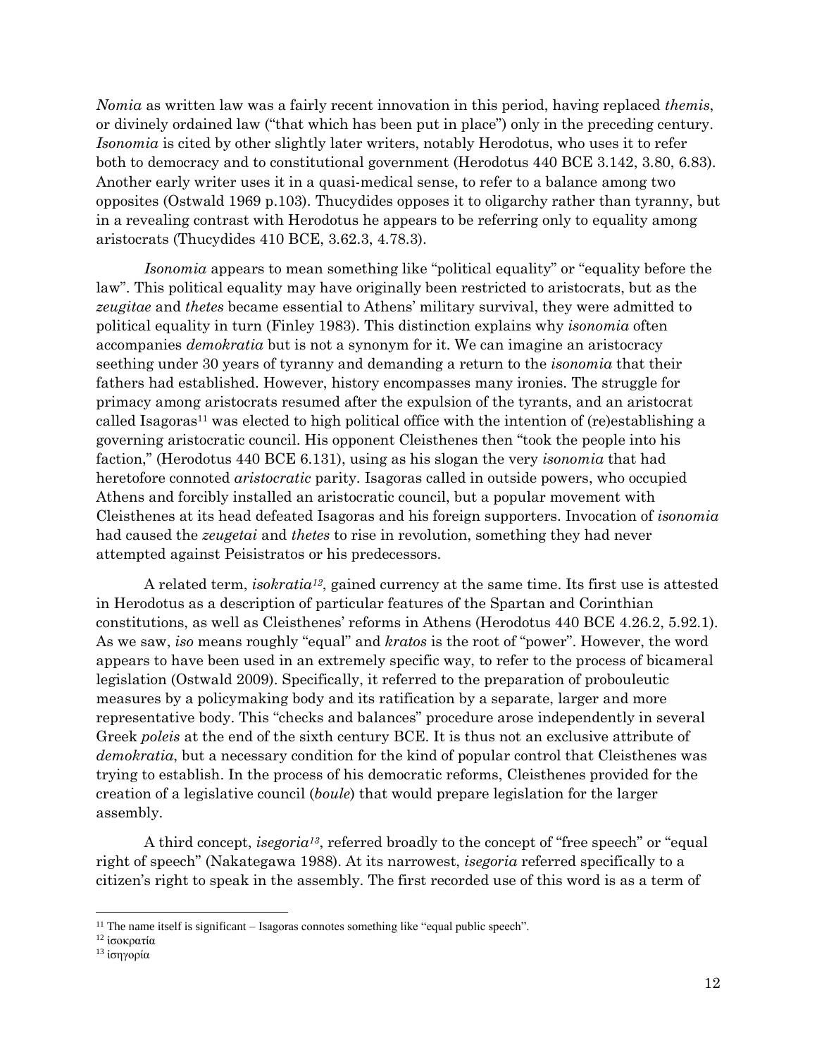*Nomia* as written law was a fairly recent innovation in this period, having replaced *themis*, or divinely ordained law ("that which has been put in place") only in the preceding century. *Isonomia* is cited by other slightly later writers, notably Herodotus, who uses it to refer both to democracy and to constitutional government (Herodotus 440 BCE 3.142, 3.80, 6.83). Another early writer uses it in a quasi-medical sense, to refer to a balance among two opposites (Ostwald 1969 p.103). Thucydides opposes it to oligarchy rather than tyranny, but in a revealing contrast with Herodotus he appears to be referring only to equality among aristocrats (Thucydides 410 BCE, 3.62.3, 4.78.3).

*Isonomia* appears to mean something like "political equality" or "equality before the law". This political equality may have originally been restricted to aristocrats, but as the *zeugitae* and *thetes* became essential to Athens' military survival, they were admitted to political equality in turn (Finley 1983). This distinction explains why *isonomia* often accompanies *demokratia* but is not a synonym for it. We can imagine an aristocracy seething under 30 years of tyranny and demanding a return to the *isonomia* that their fathers had established. However, history encompasses many ironies. The struggle for primacy among aristocrats resumed after the expulsion of the tyrants, and an aristocrat called Isagoras[11] was elected to high political office with the intention of (re)establishing a governing aristocratic council. His opponent Cleisthenes then "took the people into his faction," (Herodotus 440 BCE 6.131), using as his slogan the very *isonomia* that had heretofore connoted *aristocratic* parity. Isagoras called in outside powers, who occupied Athens and forcibly installed an aristocratic council, but a popular movement with Cleisthenes at its head defeated Isagoras and his foreign supporters. Invocation of *isonomia* had caused the *zeugetai* and *thetes* to rise in revolution, something they had never attempted against Peisistratos or his predecessors.

A related term, *isokratia*[12], gained currency at the same time. Its first use is attested in Herodotus as a description of particular features of the Spartan and Corinthian constitutions, as well as Cleisthenes' reforms in Athens (Herodotus 440 BCE 4.26.2, 5.92.1). As we saw, *iso* means roughly "equal" and *kratos* is the root of "power". However, the word appears to have been used in an extremely specific way, to refer to the process of bicameral legislation (Ostwald 2009). Specifically, it referred to the preparation of probouleutic measures by a policymaking body and its ratification by a separate, larger and more representative body. This "checks and balances" procedure arose independently in several Greek *poleis* at the end of the sixth century BCE. It is thus not an exclusive attribute of *demokratia*, but a necessary condition for the kind of popular control that Cleisthenes was trying to establish. In the process of his democratic reforms, Cleisthenes provided for the creation of a legislative council (*boule*) that would prepare legislation for the larger assembly.

A third concept, *isegoria*[13], referred broadly to the concept of "free speech" or "equal right of speech" (Nakategawa 1988). At its narrowest, *isegoria* referred specifically to a citizen's right to speak in the assembly. The first recorded use of this word is as a term of

---

[11] The name itself is significant – Isagoras connotes something like "equal public speech".

[12] ἰσοκρατία

[13] ἰσηγορία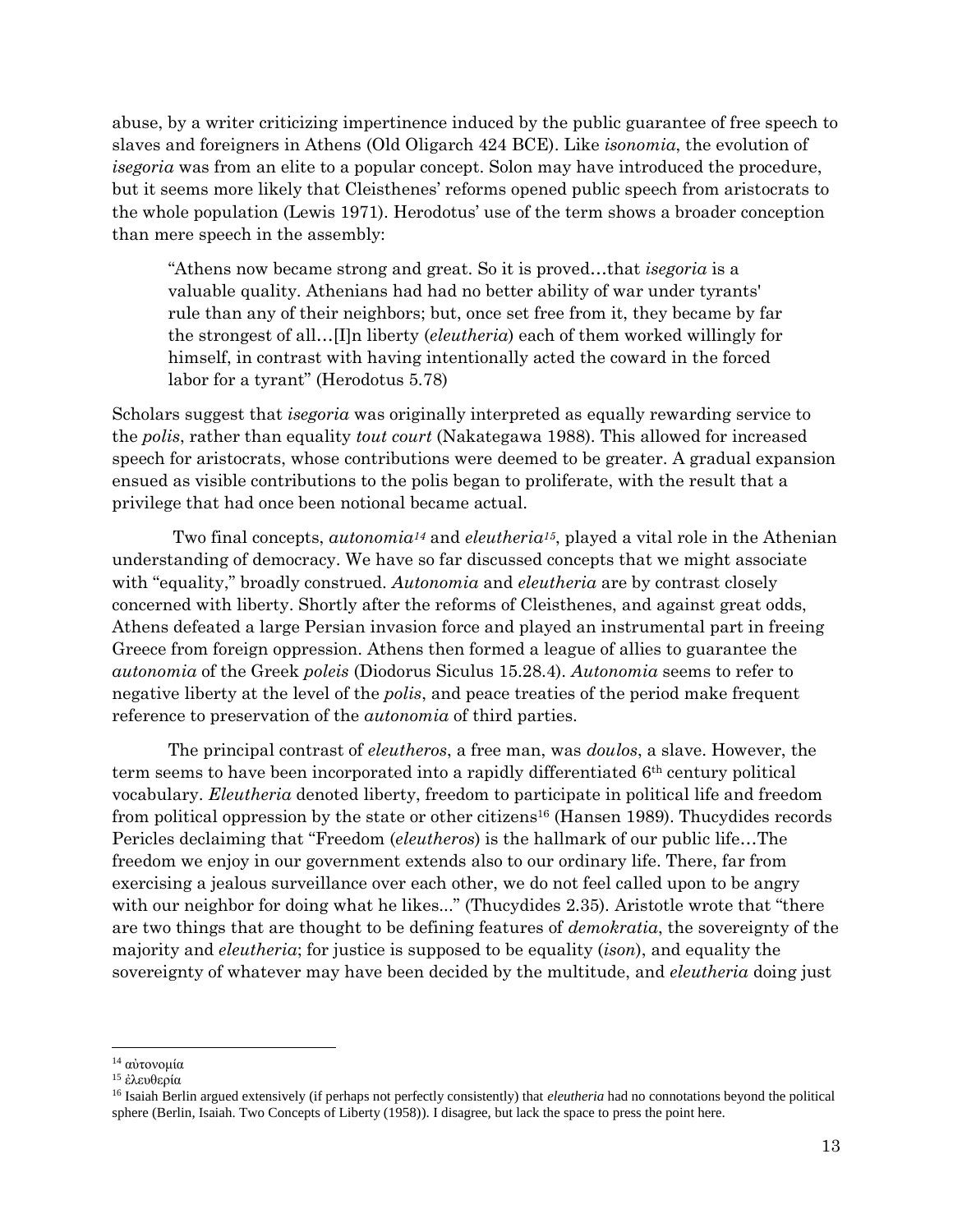abuse, by a writer criticizing impertinence induced by the public guarantee of free speech to slaves and foreigners in Athens (Old Oligarch 424 BCE). Like *isonomia*, the evolution of *isegoria* was from an elite to a popular concept. Solon may have introduced the procedure, but it seems more likely that Cleisthenes' reforms opened public speech from aristocrats to the whole population (Lewis 1971). Herodotus' use of the term shows a broader conception than mere speech in the assembly:

> "Athens now became strong and great. So it is proved…that *isegoria* is a valuable quality. Athenians had had no better ability of war under tyrants' rule than any of their neighbors; but, once set free from it, they became by far the strongest of all…[I]n liberty (*eleutheria*) each of them worked willingly for himself, in contrast with having intentionally acted the coward in the forced labor for a tyrant" (Herodotus 5.78)

Scholars suggest that *isegoria* was originally interpreted as equally rewarding service to the *polis*, rather than equality *tout court* (Nakategawa 1988). This allowed for increased speech for aristocrats, whose contributions were deemed to be greater. A gradual expansion ensued as visible contributions to the polis began to proliferate, with the result that a privilege that had once been notional became actual.

Two final concepts, *autonomia*[14] and *eleutheria*[15], played a vital role in the Athenian understanding of democracy. We have so far discussed concepts that we might associate with "equality," broadly construed. *Autonomia* and *eleutheria* are by contrast closely concerned with liberty. Shortly after the reforms of Cleisthenes, and against great odds, Athens defeated a large Persian invasion force and played an instrumental part in freeing Greece from foreign oppression. Athens then formed a league of allies to guarantee the *autonomia* of the Greek *poleis* (Diodorus Siculus 15.28.4). *Autonomia* seems to refer to negative liberty at the level of the *polis*, and peace treaties of the period make frequent reference to preservation of the *autonomia* of third parties.

The principal contrast of *eleutheros*, a free man, was *doulos*, a slave. However, the term seems to have been incorporated into a rapidly differentiated 6th century political vocabulary. *Eleutheria* denoted liberty, freedom to participate in political life and freedom from political oppression by the state or other citizens[16] (Hansen 1989). Thucydides records Pericles declaiming that "Freedom (*eleutheros*) is the hallmark of our public life…The freedom we enjoy in our government extends also to our ordinary life. There, far from exercising a jealous surveillance over each other, we do not feel called upon to be angry with our neighbor for doing what he likes..." (Thucydides 2.35). Aristotle wrote that "there are two things that are thought to be defining features of *demokratia*, the sovereignty of the majority and *eleutheria*; for justice is supposed to be equality (*ison*), and equality the sovereignty of whatever may have been decided by the multitude, and *eleutheria* doing just

---

[14] αὐτονομία

[15] ἐλευθερία

[16] Isaiah Berlin argued extensively (if perhaps not perfectly consistently) that *eleutheria* had no connotations beyond the political sphere (Berlin, Isaiah. Two Concepts of Liberty (1958)). I disagree, but lack the space to press the point here.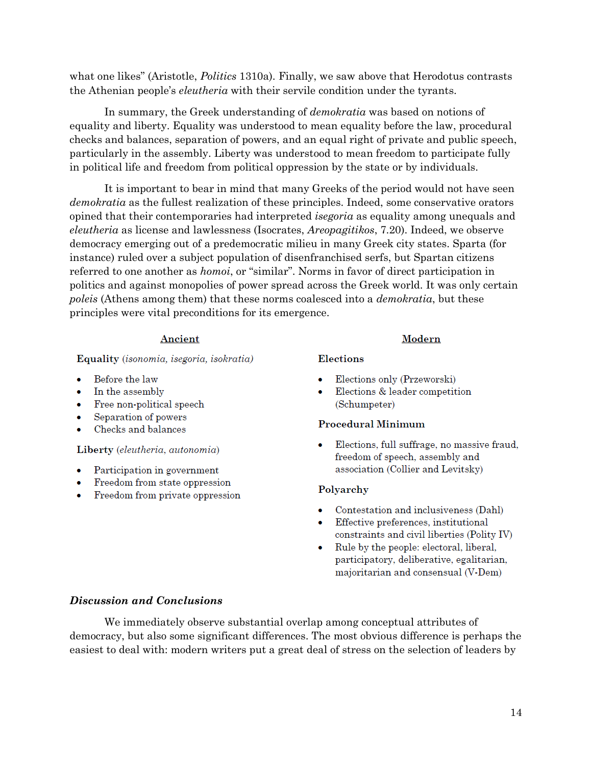what one likes" (Aristotle, *Politics* 1310a). Finally, we saw above that Herodotus contrasts the Athenian people's *eleutheria* with their servile condition under the tyrants.

In summary, the Greek understanding of *demokratia* was based on notions of equality and liberty. Equality was understood to mean equality before the law, procedural checks and balances, separation of powers, and an equal right of private and public speech, particularly in the assembly. Liberty was understood to mean freedom to participate fully in political life and freedom from political oppression by the state or by individuals.

It is important to bear in mind that many Greeks of the period would not have seen *demokratia* as the fullest realization of these principles. Indeed, some conservative orators opined that their contemporaries had interpreted *isegoria* as equality among unequals and *eleutheria* as license and lawlessness (Isocrates, *Areopagitikos*, 7.20). Indeed, we observe democracy emerging out of a predemocratic milieu in many Greek city states. Sparta (for instance) ruled over a subject population of disenfranchised serfs, but Spartan citizens referred to one another as *homoi*, or "similar". Norms in favor of direct participation in politics and against monopolies of power spread across the Greek world. It was only certain *poleis* (Athens among them) that these norms coalesced into a *demokratia*, but these principles were vital preconditions for its emergence.

<u>Ancient</u>

**Equality** *(isonomia, isegoria, isokratia)*

- Before the law
- In the assembly
- Free non-political speech
- Separation of powers
- Checks and balances

**Liberty** *(eleutheria, autonomia)*

- Participation in government
- Freedom from state oppression
- Freedom from private oppression

<u>Modern</u>

**Elections**

- Elections only (Przeworski)
- Elections & leader competition (Schumpeter)

**Procedural Minimum**

- Elections, full suffrage, no massive fraud, freedom of speech, assembly and association (Collier and Levitsky)

**Polyarchy**

- Contestation and inclusiveness (Dahl)
- Effective preferences, institutional constraints and civil liberties (Polity IV)
- Rule by the people: electoral, liberal, participatory, deliberative, egalitarian, majoritarian and consensual (V-Dem)

### *Discussion and Conclusions*

We immediately observe substantial overlap among conceptual attributes of democracy, but also some significant differences. The most obvious difference is perhaps the easiest to deal with: modern writers put a great deal of stress on the selection of leaders by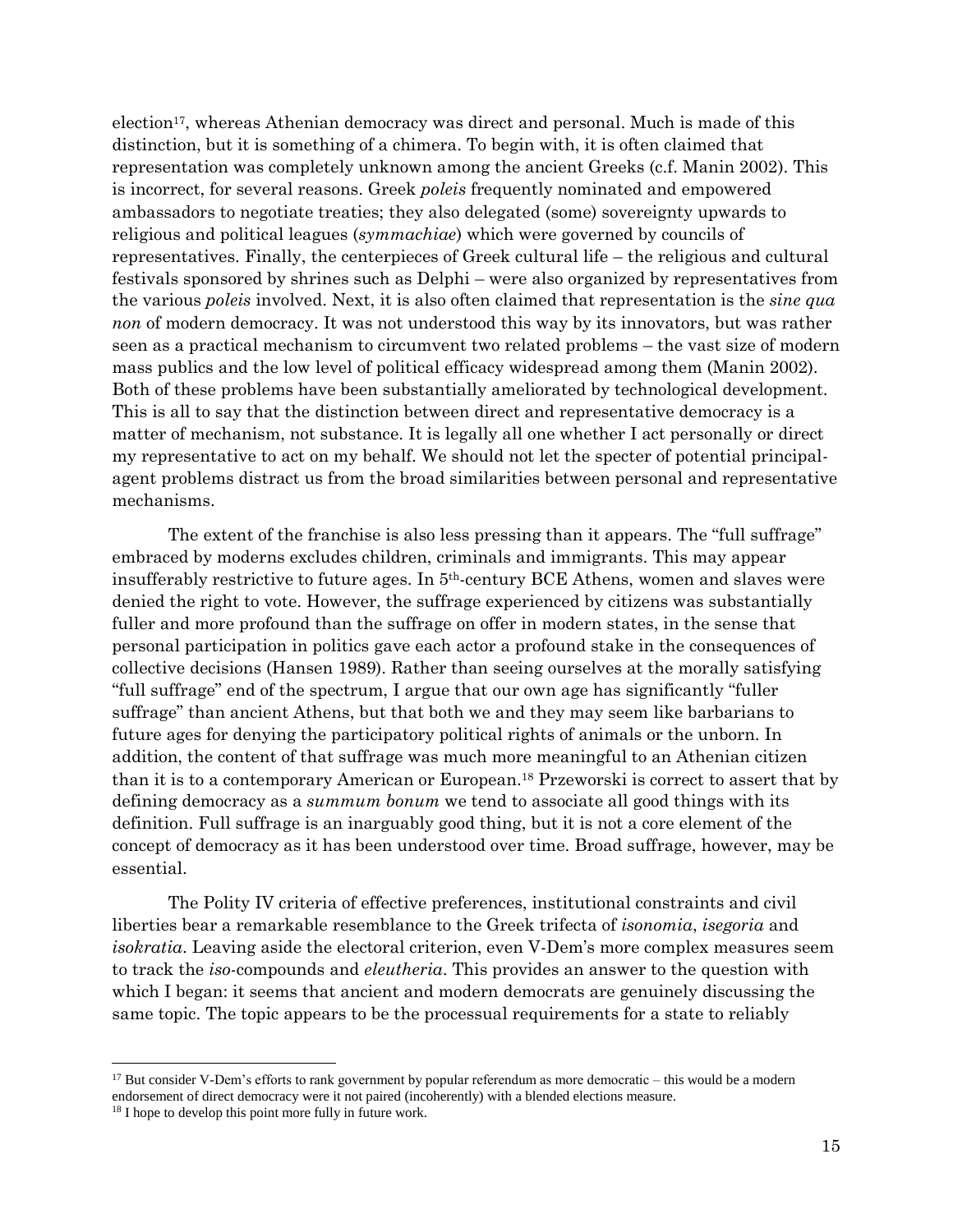election[17], whereas Athenian democracy was direct and personal. Much is made of this distinction, but it is something of a chimera. To begin with, it is often claimed that representation was completely unknown among the ancient Greeks (c.f. Manin 2002). This is incorrect, for several reasons. Greek *poleis* frequently nominated and empowered ambassadors to negotiate treaties; they also delegated (some) sovereignty upwards to religious and political leagues (*symmachiae*) which were governed by councils of representatives. Finally, the centerpieces of Greek cultural life – the religious and cultural festivals sponsored by shrines such as Delphi – were also organized by representatives from the various *poleis* involved. Next, it is also often claimed that representation is the *sine qua non* of modern democracy. It was not understood this way by its innovators, but was rather seen as a practical mechanism to circumvent two related problems – the vast size of modern mass publics and the low level of political efficacy widespread among them (Manin 2002). Both of these problems have been substantially ameliorated by technological development. This is all to say that the distinction between direct and representative democracy is a matter of mechanism, not substance. It is legally all one whether I act personally or direct my representative to act on my behalf. We should not let the specter of potential principal-agent problems distract us from the broad similarities between personal and representative mechanisms.

The extent of the franchise is also less pressing than it appears. The "full suffrage" embraced by moderns excludes children, criminals and immigrants. This may appear insufferably restrictive to future ages. In 5th-century BCE Athens, women and slaves were denied the right to vote. However, the suffrage experienced by citizens was substantially fuller and more profound than the suffrage on offer in modern states, in the sense that personal participation in politics gave each actor a profound stake in the consequences of collective decisions (Hansen 1989). Rather than seeing ourselves at the morally satisfying "full suffrage" end of the spectrum, I argue that our own age has significantly "fuller suffrage" than ancient Athens, but that both we and they may seem like barbarians to future ages for denying the participatory political rights of animals or the unborn. In addition, the content of that suffrage was much more meaningful to an Athenian citizen than it is to a contemporary American or European.[18] Przeworski is correct to assert that by defining democracy as a *summum bonum* we tend to associate all good things with its definition. Full suffrage is an inarguably good thing, but it is not a core element of the concept of democracy as it has been understood over time. Broad suffrage, however, may be essential.

The Polity IV criteria of effective preferences, institutional constraints and civil liberties bear a remarkable resemblance to the Greek trifecta of *isonomia*, *isegoria* and *isokratia*. Leaving aside the electoral criterion, even V-Dem's more complex measures seem to track the *iso*-compounds and *eleutheria*. This provides an answer to the question with which I began: it seems that ancient and modern democrats are genuinely discussing the same topic. The topic appears to be the processual requirements for a state to reliably

---

[17] But consider V-Dem's efforts to rank government by popular referendum as more democratic – this would be a modern endorsement of direct democracy were it not paired (incoherently) with a blended elections measure.

[18] I hope to develop this point more fully in future work.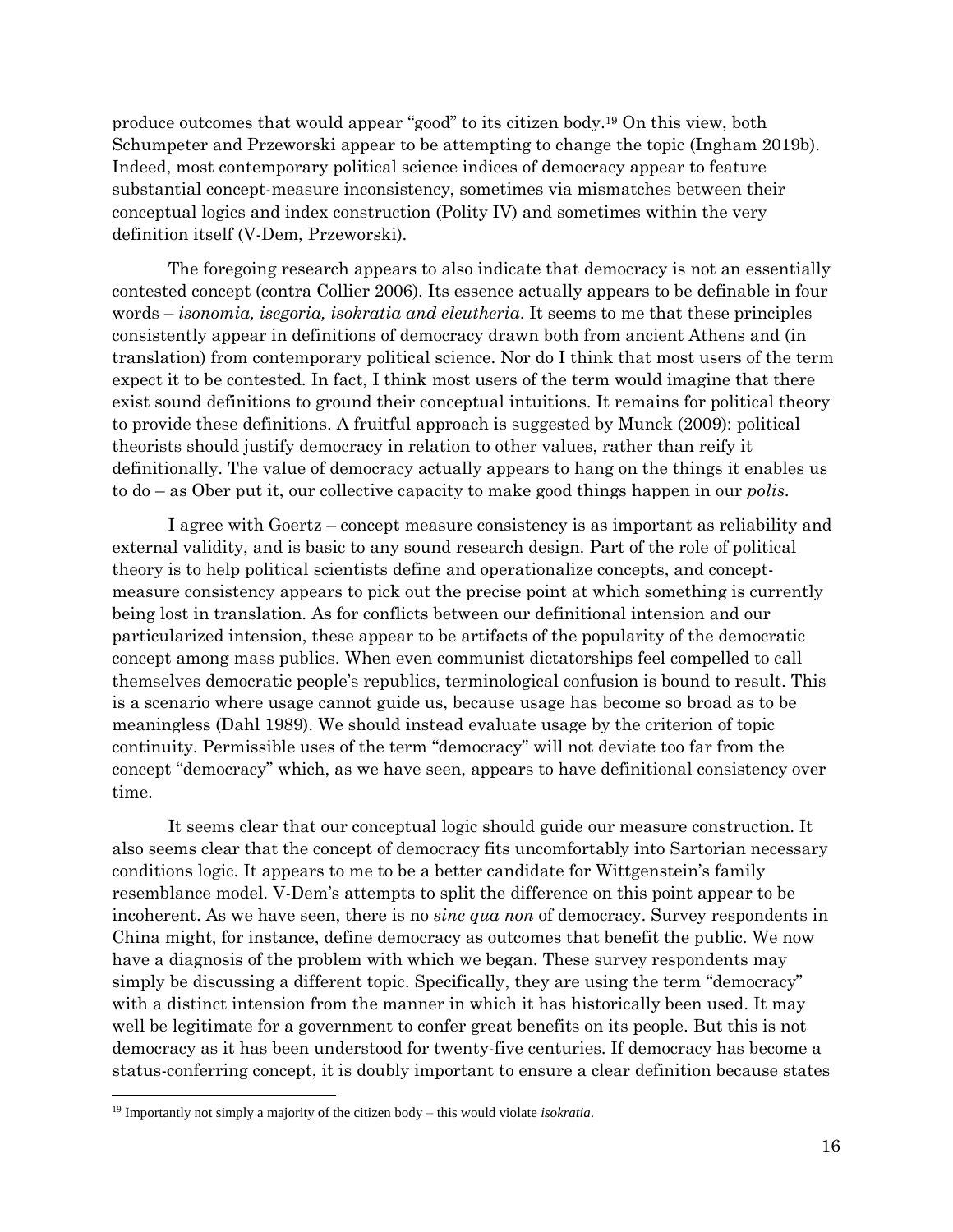produce outcomes that would appear "good" to its citizen body.[19] On this view, both Schumpeter and Przeworski appear to be attempting to change the topic (Ingham 2019b). Indeed, most contemporary political science indices of democracy appear to feature substantial concept-measure inconsistency, sometimes via mismatches between their conceptual logics and index construction (Polity IV) and sometimes within the very definition itself (V-Dem, Przeworski).

The foregoing research appears to also indicate that democracy is not an essentially contested concept (contra Collier 2006). Its essence actually appears to be definable in four words – *isonomia, isegoria, isokratia and eleutheria*. It seems to me that these principles consistently appear in definitions of democracy drawn both from ancient Athens and (in translation) from contemporary political science. Nor do I think that most users of the term expect it to be contested. In fact, I think most users of the term would imagine that there exist sound definitions to ground their conceptual intuitions. It remains for political theory to provide these definitions. A fruitful approach is suggested by Munck (2009): political theorists should justify democracy in relation to other values, rather than reify it definitionally. The value of democracy actually appears to hang on the things it enables us to do – as Ober put it, our collective capacity to make good things happen in our *polis*.

I agree with Goertz – concept measure consistency is as important as reliability and external validity, and is basic to any sound research design. Part of the role of political theory is to help political scientists define and operationalize concepts, and concept-measure consistency appears to pick out the precise point at which something is currently being lost in translation. As for conflicts between our definitional intension and our particularized intension, these appear to be artifacts of the popularity of the democratic concept among mass publics. When even communist dictatorships feel compelled to call themselves democratic people's republics, terminological confusion is bound to result. This is a scenario where usage cannot guide us, because usage has become so broad as to be meaningless (Dahl 1989). We should instead evaluate usage by the criterion of topic continuity. Permissible uses of the term "democracy" will not deviate too far from the concept "democracy" which, as we have seen, appears to have definitional consistency over time.

It seems clear that our conceptual logic should guide our measure construction. It also seems clear that the concept of democracy fits uncomfortably into Sartorian necessary conditions logic. It appears to me to be a better candidate for Wittgenstein's family resemblance model. V-Dem's attempts to split the difference on this point appear to be incoherent. As we have seen, there is no *sine qua non* of democracy. Survey respondents in China might, for instance, define democracy as outcomes that benefit the public. We now have a diagnosis of the problem with which we began. These survey respondents may simply be discussing a different topic. Specifically, they are using the term "democracy" with a distinct intension from the manner in which it has historically been used. It may well be legitimate for a government to confer great benefits on its people. But this is not democracy as it has been understood for twenty-five centuries. If democracy has become a status-conferring concept, it is doubly important to ensure a clear definition because states

[19] Importantly not simply a majority of the citizen body – this would violate *isokratia*.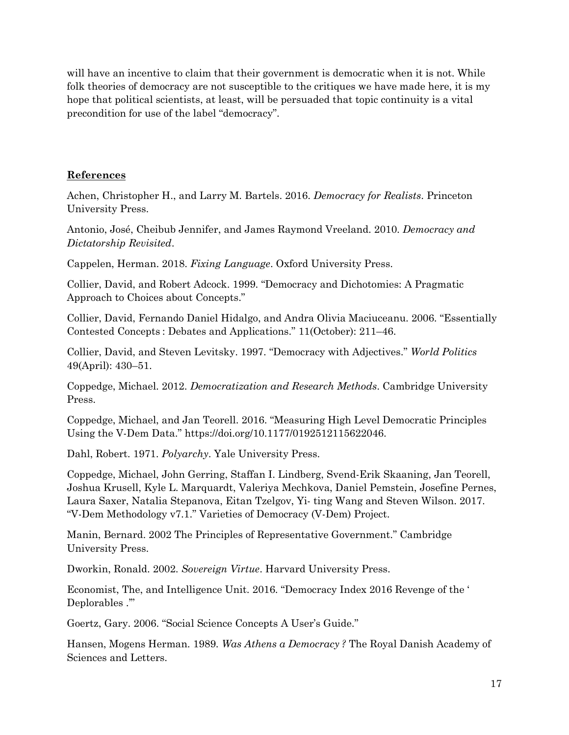will have an incentive to claim that their government is democratic when it is not. While folk theories of democracy are not susceptible to the critiques we have made here, it is my hope that political scientists, at least, will be persuaded that topic continuity is a vital precondition for use of the label "democracy".

## References

Achen, Christopher H., and Larry M. Bartels. 2016. *Democracy for Realists*. Princeton University Press.

Antonio, José, Cheibub Jennifer, and James Raymond Vreeland. 2010. *Democracy and Dictatorship Revisited*.

Cappelen, Herman. 2018. *Fixing Language*. Oxford University Press.

Collier, David, and Robert Adcock. 1999. "Democracy and Dichotomies: A Pragmatic Approach to Choices about Concepts."

Collier, David, Fernando Daniel Hidalgo, and Andra Olivia Maciuceanu. 2006. "Essentially Contested Concepts : Debates and Applications." 11(October): 211–46.

Collier, David, and Steven Levitsky. 1997. "Democracy with Adjectives." *World Politics* 49(April): 430–51.

Coppedge, Michael. 2012. *Democratization and Research Methods*. Cambridge University Press.

Coppedge, Michael, and Jan Teorell. 2016. "Measuring High Level Democratic Principles Using the V-Dem Data." https://doi.org/10.1177/0192512115622046.

Dahl, Robert. 1971. *Polyarchy*. Yale University Press.

Coppedge, Michael, John Gerring, Staffan I. Lindberg, Svend-Erik Skaaning, Jan Teorell, Joshua Krusell, Kyle L. Marquardt, Valeriya Mechkova, Daniel Pemstein, Josefine Pernes, Laura Saxer, Natalia Stepanova, Eitan Tzelgov, Yi- ting Wang and Steven Wilson. 2017. "V-Dem Methodology v7.1." Varieties of Democracy (V-Dem) Project.

Manin, Bernard. 2002 The Principles of Representative Government." Cambridge University Press.

Dworkin, Ronald. 2002. *Sovereign Virtue*. Harvard University Press.

Economist, The, and Intelligence Unit. 2016. "Democracy Index 2016 Revenge of the ' Deplorables .'"

Goertz, Gary. 2006. "Social Science Concepts A User's Guide."

Hansen, Mogens Herman. 1989. *Was Athens a Democracy ?* The Royal Danish Academy of Sciences and Letters.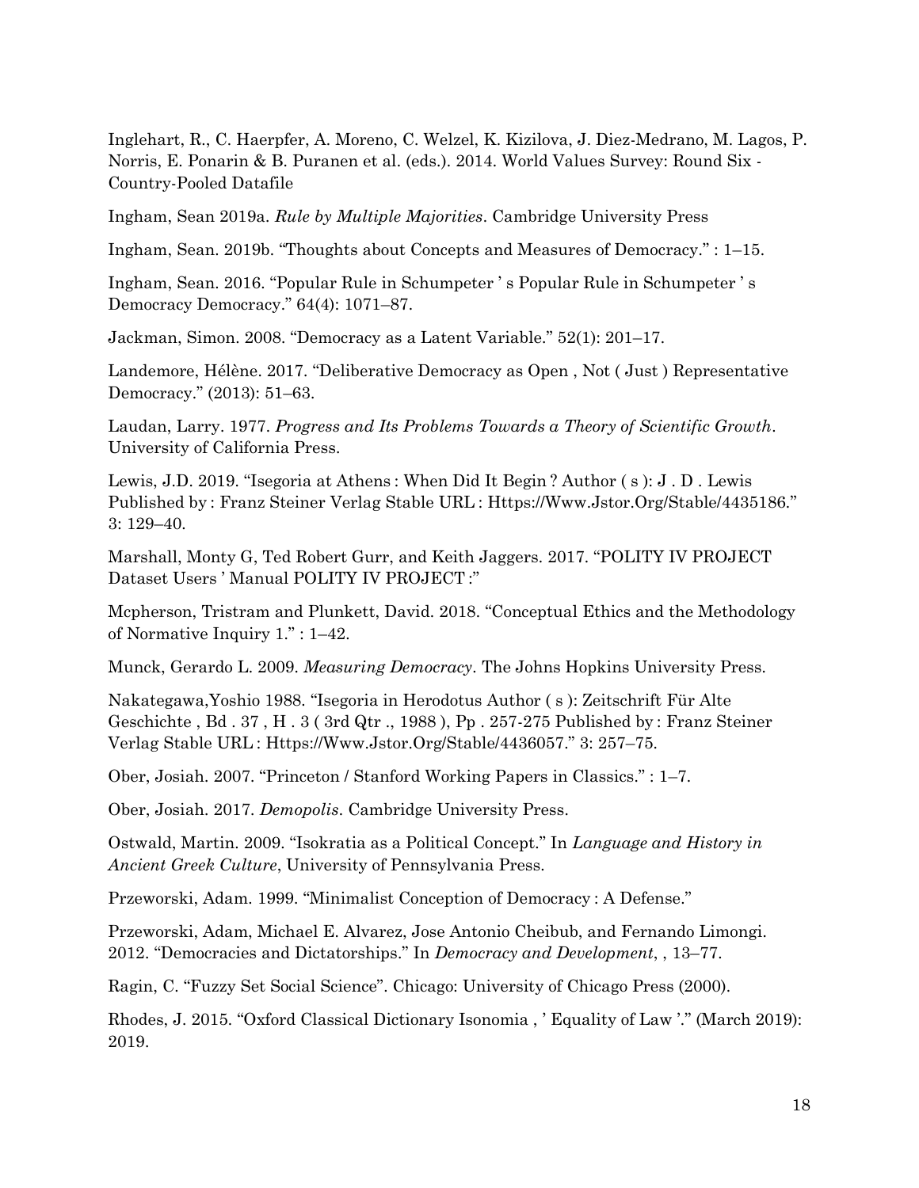Inglehart, R., C. Haerpfer, A. Moreno, C. Welzel, K. Kizilova, J. Diez-Medrano, M. Lagos, P. Norris, E. Ponarin & B. Puranen et al. (eds.). 2014. World Values Survey: Round Six - Country-Pooled Datafile

Ingham, Sean 2019a. *Rule by Multiple Majorities*. Cambridge University Press

Ingham, Sean. 2019b. "Thoughts about Concepts and Measures of Democracy." : 1–15.

Ingham, Sean. 2016. "Popular Rule in Schumpeter ' s Popular Rule in Schumpeter ' s Democracy Democracy." 64(4): 1071–87.

Jackman, Simon. 2008. "Democracy as a Latent Variable." 52(1): 201–17.

Landemore, Hélène. 2017. "Deliberative Democracy as Open , Not ( Just ) Representative Democracy." (2013): 51–63.

Laudan, Larry. 1977. *Progress and Its Problems Towards a Theory of Scientific Growth*. University of California Press.

Lewis, J.D. 2019. "Isegoria at Athens : When Did It Begin ? Author ( s ): J . D . Lewis Published by : Franz Steiner Verlag Stable URL : Https://Www.Jstor.Org/Stable/4435186." 3: 129–40.

Marshall, Monty G, Ted Robert Gurr, and Keith Jaggers. 2017. "POLITY IV PROJECT Dataset Users ' Manual POLITY IV PROJECT :"

Mcpherson, Tristram and Plunkett, David. 2018. "Conceptual Ethics and the Methodology of Normative Inquiry 1." : 1–42.

Munck, Gerardo L. 2009. *Measuring Democracy*. The Johns Hopkins University Press.

Nakategawa,Yoshio 1988. "Isegoria in Herodotus Author ( s ): Zeitschrift Für Alte Geschichte , Bd . 37 , H . 3 ( 3rd Qtr ., 1988 ), Pp . 257-275 Published by : Franz Steiner Verlag Stable URL : Https://Www.Jstor.Org/Stable/4436057." 3: 257–75.

Ober, Josiah. 2007. "Princeton / Stanford Working Papers in Classics." : 1–7.

Ober, Josiah. 2017. *Demopolis*. Cambridge University Press.

Ostwald, Martin. 2009. "Isokratia as a Political Concept." In *Language and History in Ancient Greek Culture*, University of Pennsylvania Press.

Przeworski, Adam. 1999. "Minimalist Conception of Democracy : A Defense."

Przeworski, Adam, Michael E. Alvarez, Jose Antonio Cheibub, and Fernando Limongi. 2012. "Democracies and Dictatorships." In *Democracy and Development*, , 13–77.

Ragin, C. "Fuzzy Set Social Science". Chicago: University of Chicago Press (2000).

Rhodes, J. 2015. "Oxford Classical Dictionary Isonomia , ' Equality of Law '." (March 2019): 2019.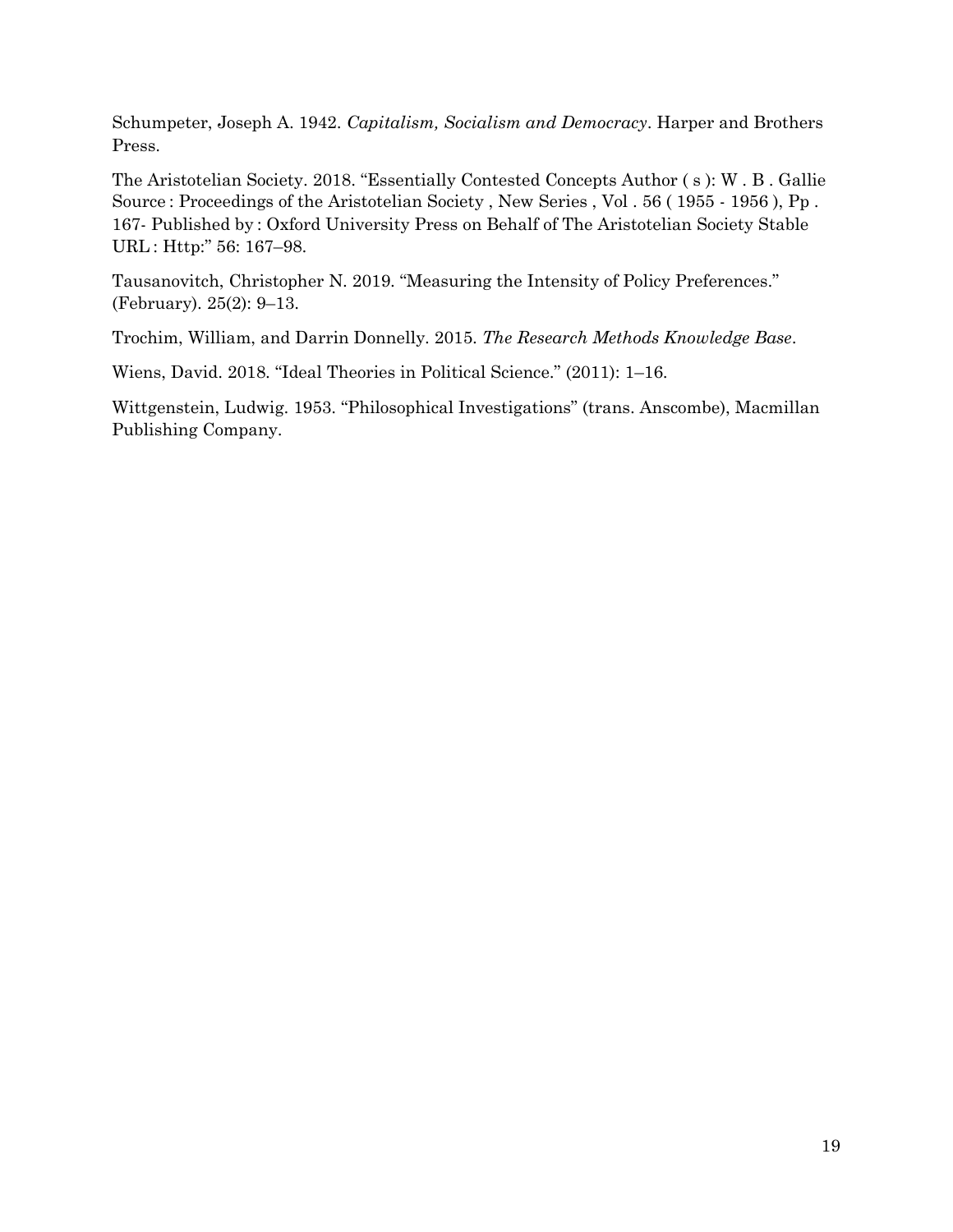Schumpeter, Joseph A. 1942. *Capitalism, Socialism and Democracy*. Harper and Brothers Press.

The Aristotelian Society. 2018. "Essentially Contested Concepts Author ( s ): W . B . Gallie Source : Proceedings of the Aristotelian Society , New Series , Vol . 56 ( 1955 - 1956 ), Pp . 167- Published by : Oxford University Press on Behalf of The Aristotelian Society Stable URL : Http:" 56: 167–98.

Tausanovitch, Christopher N. 2019. "Measuring the Intensity of Policy Preferences." (February). 25(2): 9–13.

Trochim, William, and Darrin Donnelly. 2015. *The Research Methods Knowledge Base*.

Wiens, David. 2018. "Ideal Theories in Political Science." (2011): 1–16.

Wittgenstein, Ludwig. 1953. "Philosophical Investigations" (trans. Anscombe), Macmillan Publishing Company.